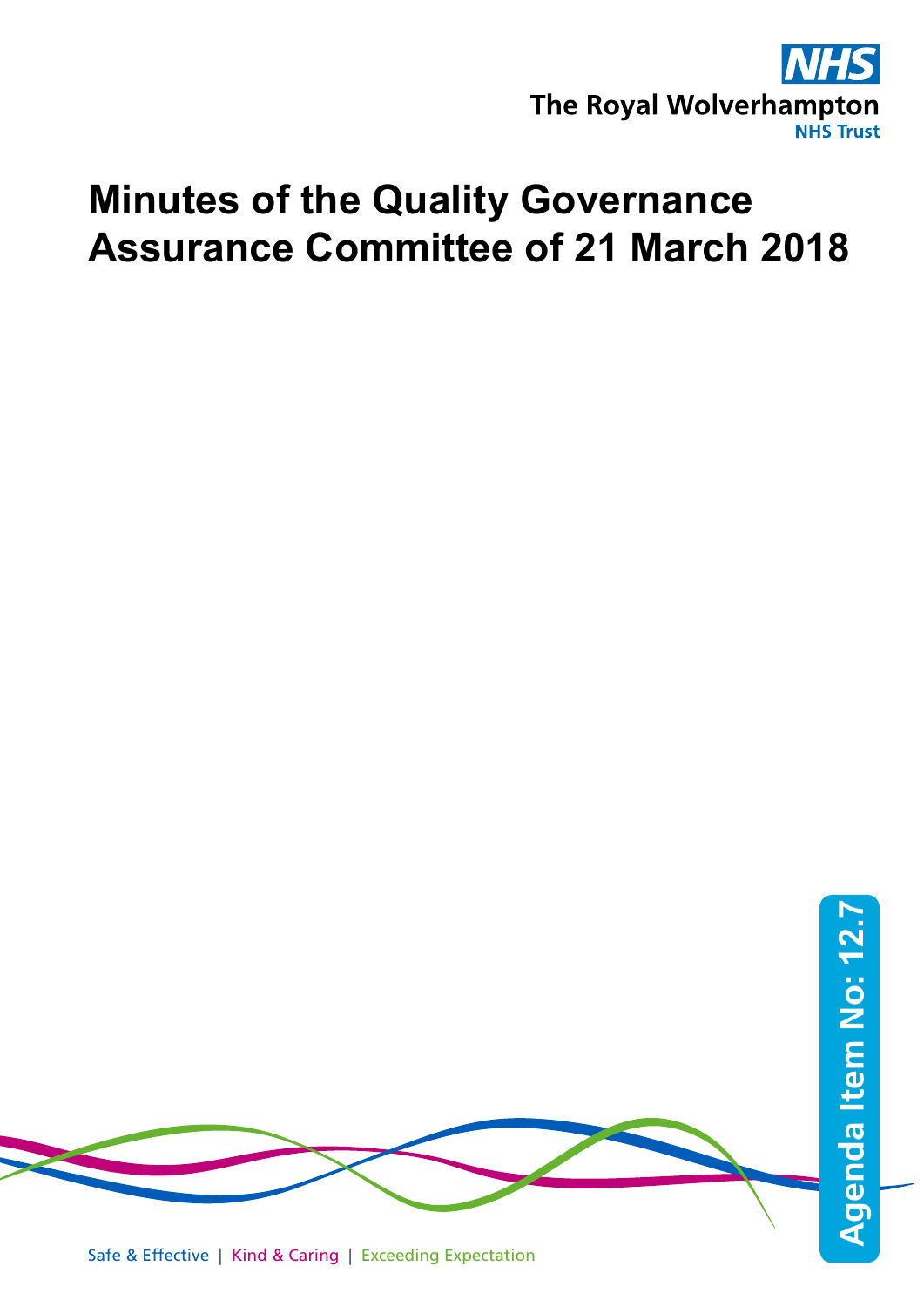The Royal Wolverhampton NHS Trust

# Minutes of the Quality Governance Assurance Committee of 21 March 2018

Agenda Item No: 12.7

Safe & Effective | Kind & Caring | Exceeding Expectation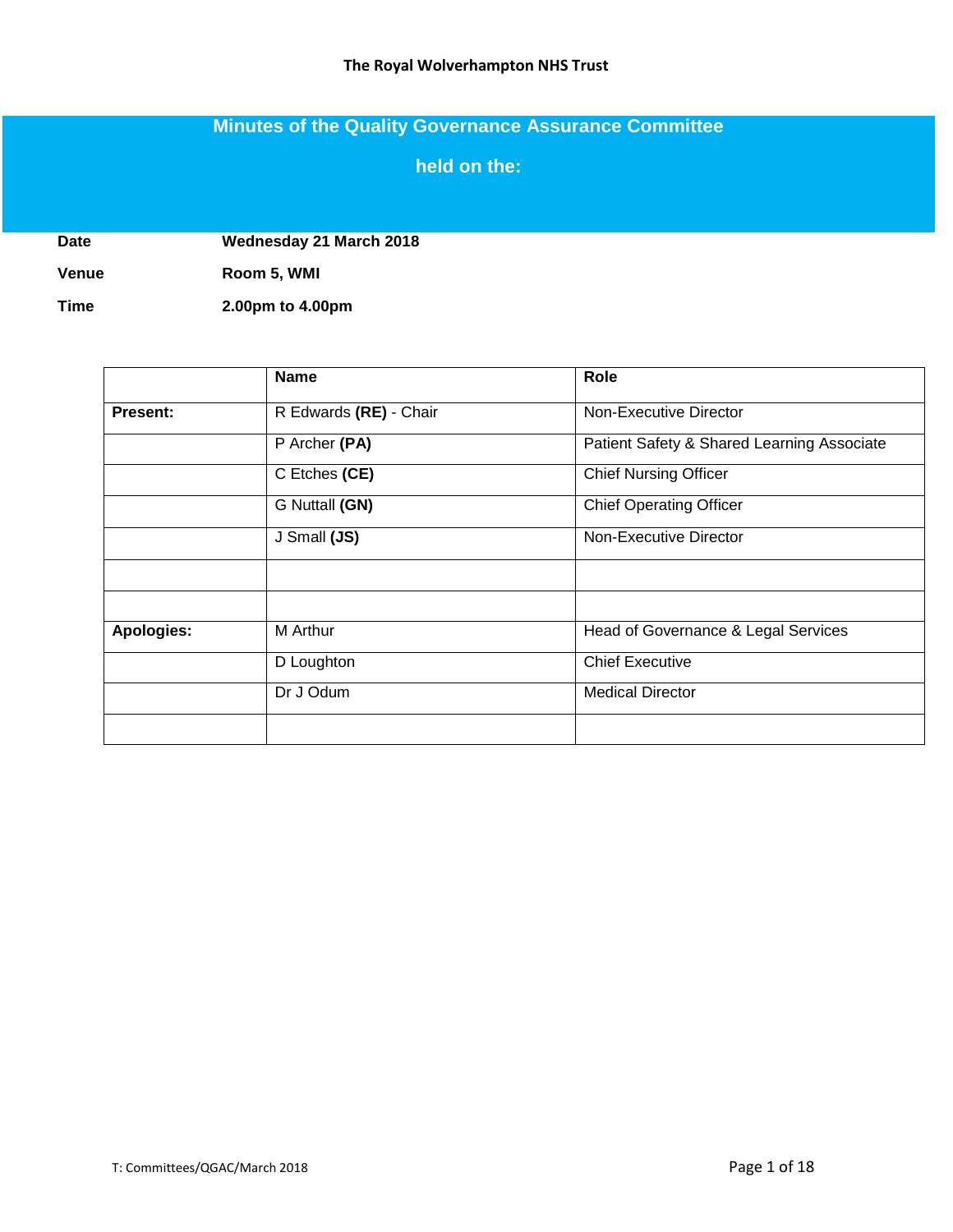# Minutes of the Quality Governance Assurance Committee

## held on the:

**Date** Wednesday 21 March 2018

**Venue** Room 5, WMI

**Time** 2.00pm to 4.00pm

| | Name | Role |
|---|---|---|
| **Present:** | R Edwards **(RE)** - Chair | Non-Executive Director |
| | P Archer **(PA)** | Patient Safety & Shared Learning Associate |
| | C Etches **(CE)** | Chief Nursing Officer |
| | G Nuttall **(GN)** | Chief Operating Officer |
| | J Small **(JS)** | Non-Executive Director |
| | | |
| | | |
| **Apologies:** | M Arthur | Head of Governance & Legal Services |
| | D Loughton | Chief Executive |
| | Dr J Odum | Medical Director |
| | | |

T: Committees/QGAC/March 2018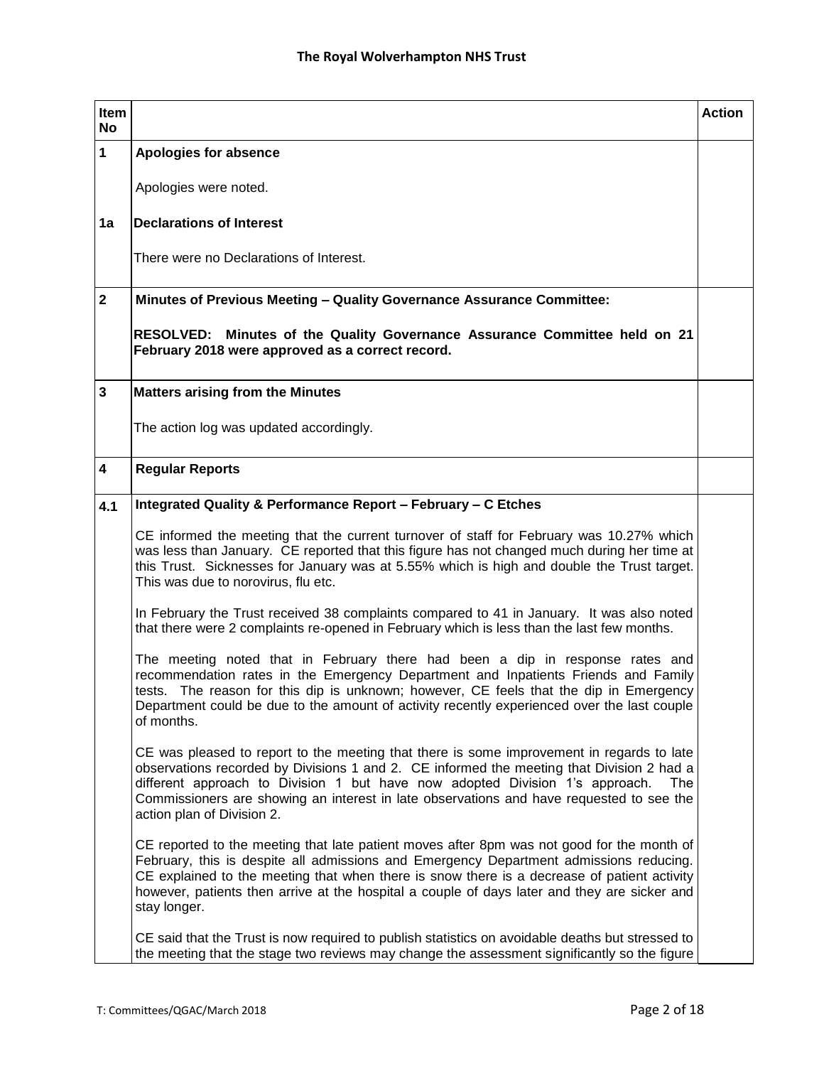| Item No | | Action |
|---|---|---|
| **1** | **Apologies for absence**<br><br>Apologies were noted. | |
| **1a** | **Declarations of Interest**<br><br>There were no Declarations of Interest. | |
| **2** | **Minutes of Previous Meeting – Quality Governance Assurance Committee:**<br><br>**RESOLVED: Minutes of the Quality Governance Assurance Committee held on 21 February 2018 were approved as a correct record.** | |
| **3** | **Matters arising from the Minutes**<br><br>The action log was updated accordingly. | |
| **4** | **Regular Reports** | |
| **4.1** | **Integrated Quality & Performance Report – February – C Etches**<br><br>CE informed the meeting that the current turnover of staff for February was 10.27% which was less than January. CE reported that this figure has not changed much during her time at this Trust. Sicknesses for January was at 5.55% which is high and double the Trust target. This was due to norovirus, flu etc.<br><br>In February the Trust received 38 complaints compared to 41 in January. It was also noted that there were 2 complaints re-opened in February which is less than the last few months.<br><br>The meeting noted that in February there had been a dip in response rates and recommendation rates in the Emergency Department and Inpatients Friends and Family tests. The reason for this dip is unknown; however, CE feels that the dip in Emergency Department could be due to the amount of activity recently experienced over the last couple of months.<br><br>CE was pleased to report to the meeting that there is some improvement in regards to late observations recorded by Divisions 1 and 2. CE informed the meeting that Division 2 had a different approach to Division 1 but have now adopted Division 1's approach. The Commissioners are showing an interest in late observations and have requested to see the action plan of Division 2.<br><br>CE reported to the meeting that late patient moves after 8pm was not good for the month of February, this is despite all admissions and Emergency Department admissions reducing. CE explained to the meeting that when there is snow there is a decrease of patient activity however, patients then arrive at the hospital a couple of days later and they are sicker and stay longer.<br><br>CE said that the Trust is now required to publish statistics on avoidable deaths but stressed to the meeting that the stage two reviews may change the assessment significantly so the figure | |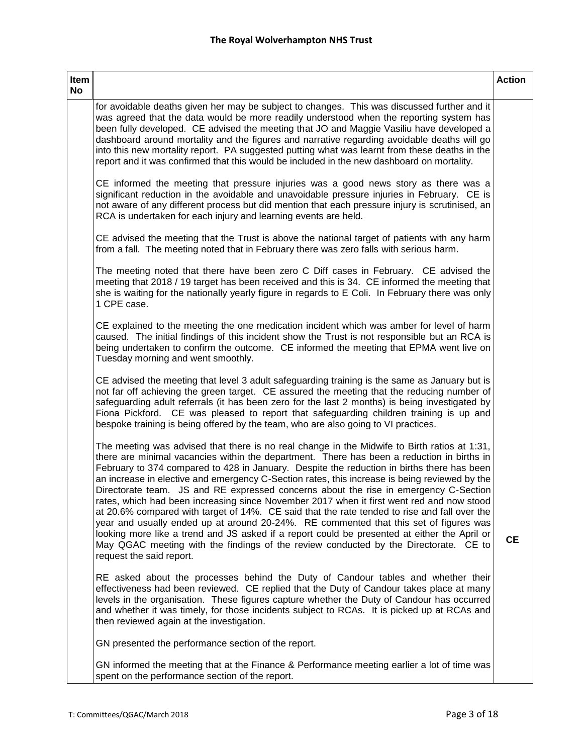| Item No | | Action |
|---|---|---|
| | for avoidable deaths given her may be subject to changes. This was discussed further and it was agreed that the data would be more readily understood when the reporting system has been fully developed. CE advised the meeting that JO and Maggie Vasiliu have developed a dashboard around mortality and the figures and narrative regarding avoidable deaths will go into this new mortality report. PA suggested putting what was learnt from these deaths in the report and it was confirmed that this would be included in the new dashboard on mortality.<br><br>CE informed the meeting that pressure injuries was a good news story as there was a significant reduction in the avoidable and unavoidable pressure injuries in February. CE is not aware of any different process but did mention that each pressure injury is scrutinised, an RCA is undertaken for each injury and learning events are held.<br><br>CE advised the meeting that the Trust is above the national target of patients with any harm from a fall. The meeting noted that in February there was zero falls with serious harm.<br><br>The meeting noted that there have been zero C Diff cases in February. CE advised the meeting that 2018 / 19 target has been received and this is 34. CE informed the meeting that she is waiting for the nationally yearly figure in regards to E Coli. In February there was only 1 CPE case.<br><br>CE explained to the meeting the one medication incident which was amber for level of harm caused. The initial findings of this incident show the Trust is not responsible but an RCA is being undertaken to confirm the outcome. CE informed the meeting that EPMA went live on Tuesday morning and went smoothly.<br><br>CE advised the meeting that level 3 adult safeguarding training is the same as January but is not far off achieving the green target. CE assured the meeting that the reducing number of safeguarding adult referrals (it has been zero for the last 2 months) is being investigated by Fiona Pickford. CE was pleased to report that safeguarding children training is up and bespoke training is being offered by the team, who are also going to VI practices.<br><br>The meeting was advised that there is no real change in the Midwife to Birth ratios at 1:31, there are minimal vacancies within the department. There has been a reduction in births in February to 374 compared to 428 in January. Despite the reduction in births there has been an increase in elective and emergency C-Section rates, this increase is being reviewed by the Directorate team. JS and RE expressed concerns about the rise in emergency C-Section rates, which had been increasing since November 2017 when it first went red and now stood at 20.6% compared with target of 14%. CE said that the rate tended to rise and fall over the year and usually ended up at around 20-24%. RE commented that this set of figures was looking more like a trend and JS asked if a report could be presented at either the April or May QGAC meeting with the findings of the review conducted by the Directorate. CE to request the said report.<br><br>RE asked about the processes behind the Duty of Candour tables and whether their effectiveness had been reviewed. CE replied that the Duty of Candour takes place at many levels in the organisation. These figures capture whether the Duty of Candour has occurred and whether it was timely, for those incidents subject to RCAs. It is picked up at RCAs and then reviewed again at the investigation.<br><br>GN presented the performance section of the report.<br><br>GN informed the meeting that at the Finance & Performance meeting earlier a lot of time was spent on the performance section of the report. | CE |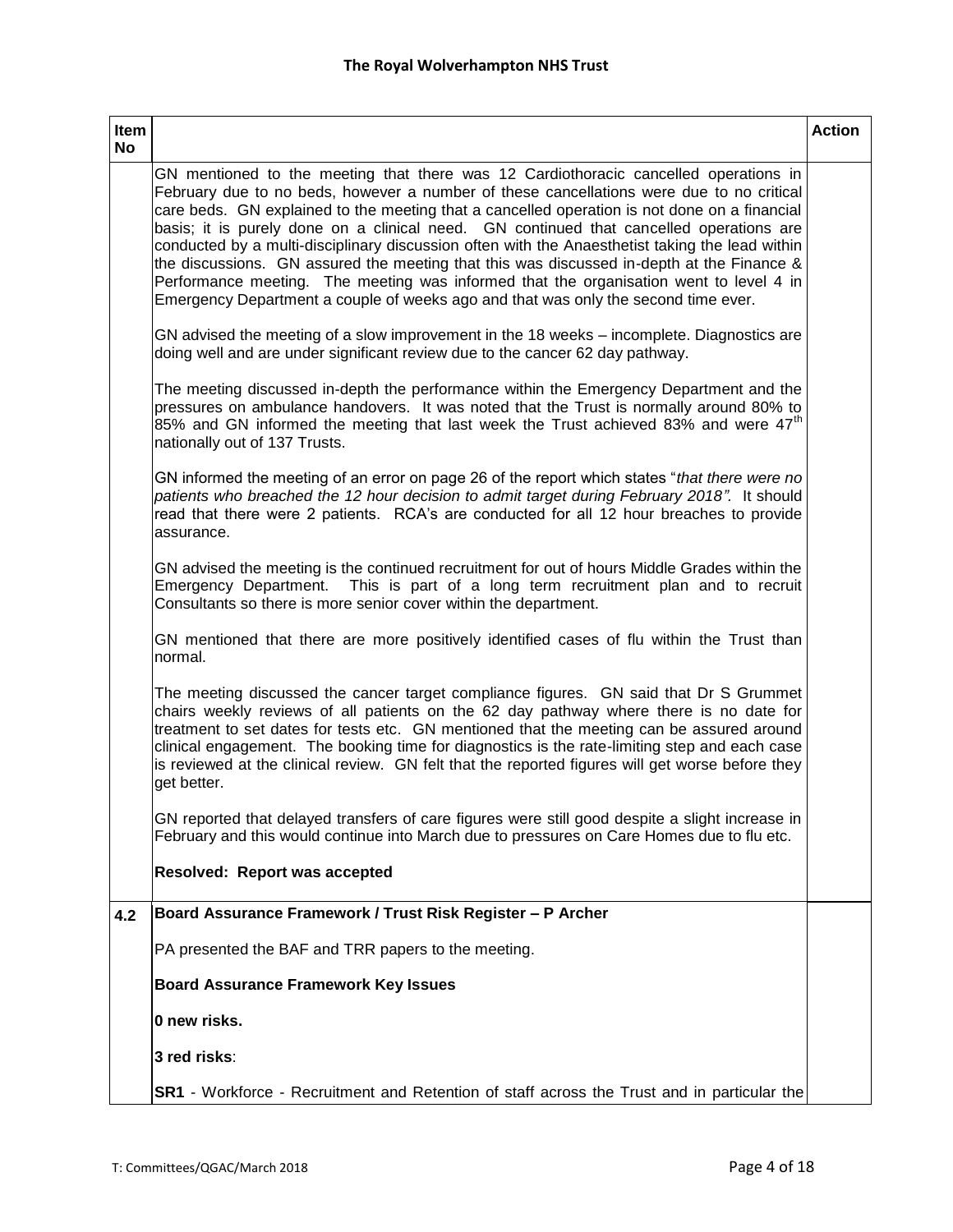| Item No | | Action |
|---|---|---|
| | GN mentioned to the meeting that there was 12 Cardiothoracic cancelled operations in February due to no beds, however a number of these cancellations were due to no critical care beds. GN explained to the meeting that a cancelled operation is not done on a financial basis; it is purely done on a clinical need. GN continued that cancelled operations are conducted by a multi-disciplinary discussion often with the Anaesthetist taking the lead within the discussions. GN assured the meeting that this was discussed in-depth at the Finance & Performance meeting. The meeting was informed that the organisation went to level 4 in Emergency Department a couple of weeks ago and that was only the second time ever.<br><br>GN advised the meeting of a slow improvement in the 18 weeks – incomplete. Diagnostics are doing well and are under significant review due to the cancer 62 day pathway.<br><br>The meeting discussed in-depth the performance within the Emergency Department and the pressures on ambulance handovers. It was noted that the Trust is normally around 80% to 85% and GN informed the meeting that last week the Trust achieved 83% and were 47th nationally out of 137 Trusts.<br><br>GN informed the meeting of an error on page 26 of the report which states "*that there were no patients who breached the 12 hour decision to admit target during February 2018".* It should read that there were 2 patients. RCA's are conducted for all 12 hour breaches to provide assurance.<br><br>GN advised the meeting is the continued recruitment for out of hours Middle Grades within the Emergency Department. This is part of a long term recruitment plan and to recruit Consultants so there is more senior cover within the department.<br><br>GN mentioned that there are more positively identified cases of flu within the Trust than normal.<br><br>The meeting discussed the cancer target compliance figures. GN said that Dr S Grummet chairs weekly reviews of all patients on the 62 day pathway where there is no date for treatment to set dates for tests etc. GN mentioned that the meeting can be assured around clinical engagement. The booking time for diagnostics is the rate-limiting step and each case is reviewed at the clinical review. GN felt that the reported figures will get worse before they get better.<br><br>GN reported that delayed transfers of care figures were still good despite a slight increase in February and this would continue into March due to pressures on Care Homes due to flu etc.<br><br>**Resolved: Report was accepted** | |
| **4.2** | **Board Assurance Framework / Trust Risk Register – P Archer**<br><br>PA presented the BAF and TRR papers to the meeting.<br><br>**Board Assurance Framework Key Issues**<br><br>**0 new risks.**<br><br>**3 red risks**:<br><br>**SR1** - Workforce - Recruitment and Retention of staff across the Trust and in particular the | |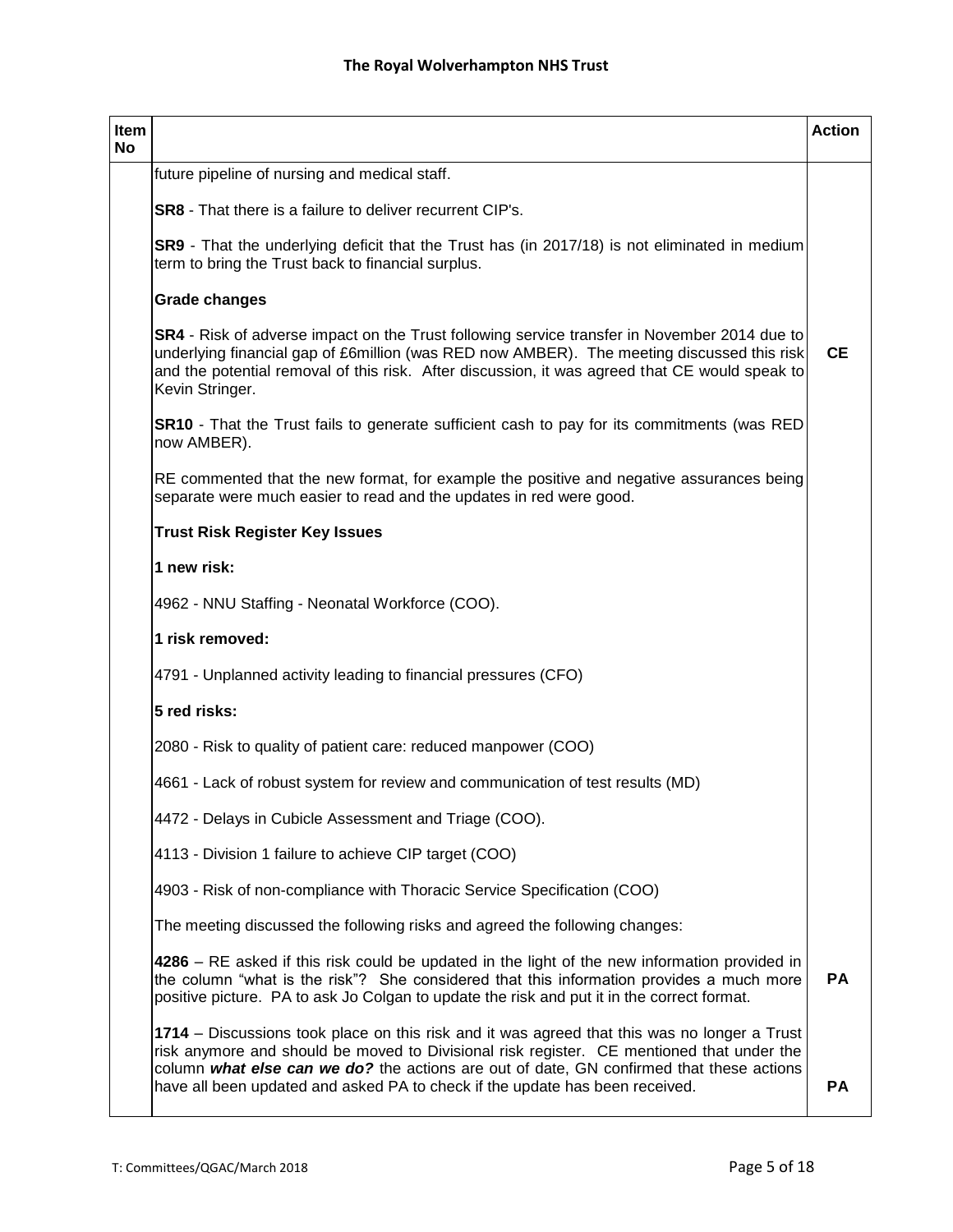| Item No | | Action |
|---|---|---|
| | future pipeline of nursing and medical staff.<br><br>**SR8** - That there is a failure to deliver recurrent CIP's.<br><br>**SR9** - That the underlying deficit that the Trust has (in 2017/18) is not eliminated in medium term to bring the Trust back to financial surplus.<br><br>**Grade changes** | |
| | **SR4** - Risk of adverse impact on the Trust following service transfer in November 2014 due to underlying financial gap of £6million (was RED now AMBER). The meeting discussed this risk and the potential removal of this risk. After discussion, it was agreed that CE would speak to Kevin Stringer. | **CE** |
| | **SR10** - That the Trust fails to generate sufficient cash to pay for its commitments (was RED now AMBER).<br><br>RE commented that the new format, for example the positive and negative assurances being separate were much easier to read and the updates in red were good.<br><br>**Trust Risk Register Key Issues**<br><br>**1 new risk:**<br><br>4962 - NNU Staffing - Neonatal Workforce (COO).<br><br>**1 risk removed:**<br><br>4791 - Unplanned activity leading to financial pressures (CFO)<br><br>**5 red risks:**<br><br>2080 - Risk to quality of patient care: reduced manpower (COO)<br><br>4661 - Lack of robust system for review and communication of test results (MD)<br><br>4472 - Delays in Cubicle Assessment and Triage (COO).<br><br>4113 - Division 1 failure to achieve CIP target (COO)<br><br>4903 - Risk of non-compliance with Thoracic Service Specification (COO)<br><br>The meeting discussed the following risks and agreed the following changes: | |
| | **4286** – RE asked if this risk could be updated in the light of the new information provided in the column "what is the risk"? She considered that this information provides a much more positive picture. PA to ask Jo Colgan to update the risk and put it in the correct format. | **PA** |
| | **1714** – Discussions took place on this risk and it was agreed that this was no longer a Trust risk anymore and should be moved to Divisional risk register. CE mentioned that under the column ***what else can we do?*** the actions are out of date, GN confirmed that these actions have all been updated and asked PA to check if the update has been received. | **PA** |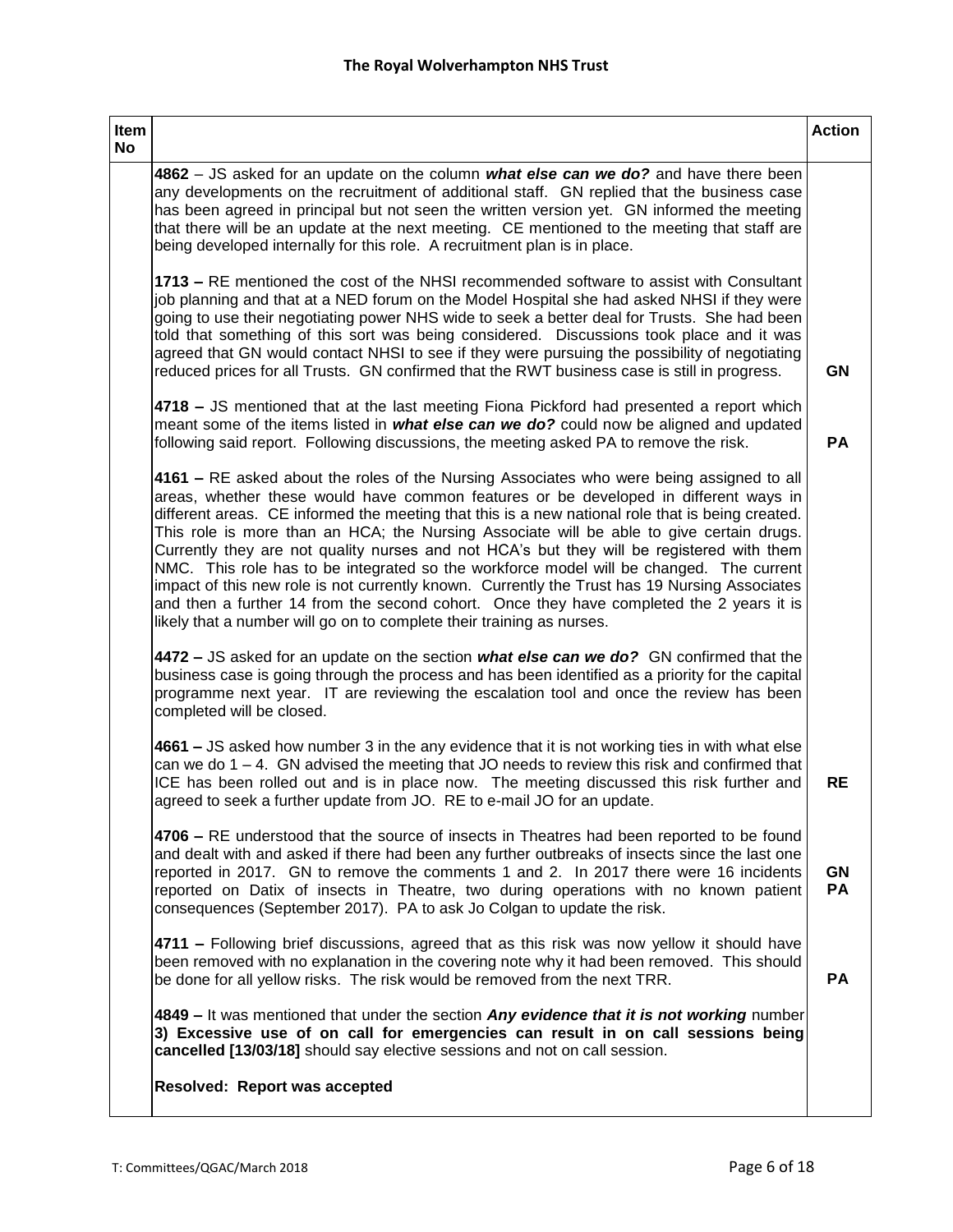| Item No | | Action |
|---|---|---|
| | **4862** – JS asked for an update on the column ***what else can we do?*** and have there been any developments on the recruitment of additional staff. GN replied that the business case has been agreed in principal but not seen the written version yet. GN informed the meeting that there will be an update at the next meeting. CE mentioned to the meeting that staff are being developed internally for this role. A recruitment plan is in place. | |
| | **1713 –** RE mentioned the cost of the NHSI recommended software to assist with Consultant job planning and that at a NED forum on the Model Hospital she had asked NHSI if they were going to use their negotiating power NHS wide to seek a better deal for Trusts. She had been told that something of this sort was being considered. Discussions took place and it was agreed that GN would contact NHSI to see if they were pursuing the possibility of negotiating reduced prices for all Trusts. GN confirmed that the RWT business case is still in progress. | **GN** |
| | **4718 –** JS mentioned that at the last meeting Fiona Pickford had presented a report which meant some of the items listed in ***what else can we do?*** could now be aligned and updated following said report. Following discussions, the meeting asked PA to remove the risk. | **PA** |
| | **4161 –** RE asked about the roles of the Nursing Associates who were being assigned to all areas, whether these would have common features or be developed in different ways in different areas. CE informed the meeting that this is a new national role that is being created. This role is more than an HCA; the Nursing Associate will be able to give certain drugs. Currently they are not quality nurses and not HCA's but they will be registered with them NMC. This role has to be integrated so the workforce model will be changed. The current impact of this new role is not currently known. Currently the Trust has 19 Nursing Associates and then a further 14 from the second cohort. Once they have completed the 2 years it is likely that a number will go on to complete their training as nurses. | |
| | **4472 –** JS asked for an update on the section ***what else can we do?*** GN confirmed that the business case is going through the process and has been identified as a priority for the capital programme next year. IT are reviewing the escalation tool and once the review has been completed will be closed. | |
| | **4661 –** JS asked how number 3 in the any evidence that it is not working ties in with what else can we do 1 – 4. GN advised the meeting that JO needs to review this risk and confirmed that ICE has been rolled out and is in place now. The meeting discussed this risk further and agreed to seek a further update from JO. RE to e-mail JO for an update. | **RE** |
| | **4706 –** RE understood that the source of insects in Theatres had been reported to be found and dealt with and asked if there had been any further outbreaks of insects since the last one reported in 2017. GN to remove the comments 1 and 2. In 2017 there were 16 incidents reported on Datix of insects in Theatre, two during operations with no known patient consequences (September 2017). PA to ask Jo Colgan to update the risk. | **GN**<br>**PA** |
| | **4711 –** Following brief discussions, agreed that as this risk was now yellow it should have been removed with no explanation in the covering note why it had been removed. This should be done for all yellow risks. The risk would be removed from the next TRR. | **PA** |
| | **4849 –** It was mentioned that under the section ***Any evidence that it is not working*** number **3) Excessive use of on call for emergencies can result in on call sessions being cancelled [13/03/18]** should say elective sessions and not on call session. | |
| | **Resolved: Report was accepted** | |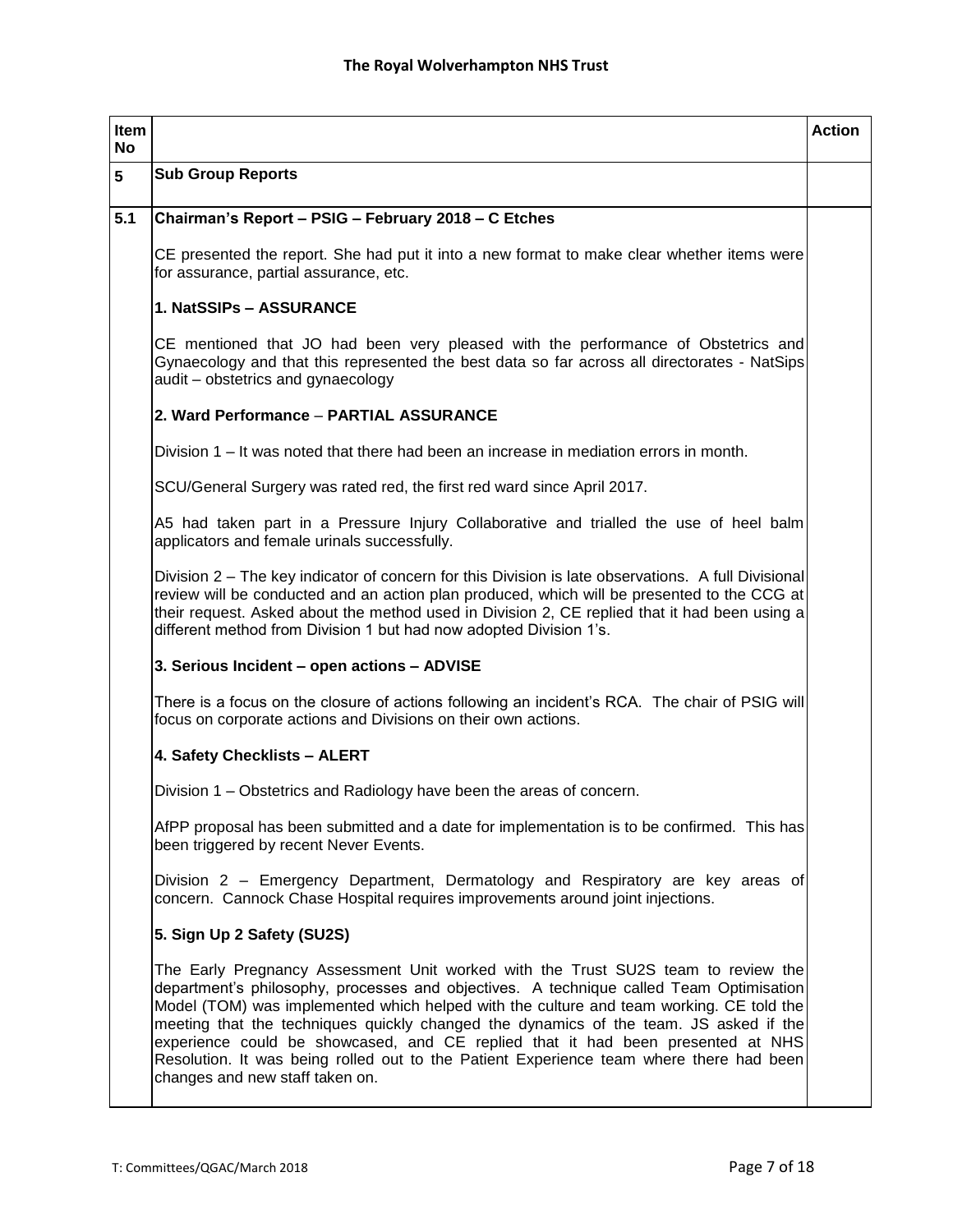| Item No | | Action |
|---|---|---|
| **5** | **Sub Group Reports** | |
| **5.1** | **Chairman's Report – PSIG – February 2018 – C Etches**<br><br>CE presented the report. She had put it into a new format to make clear whether items were for assurance, partial assurance, etc.<br><br>**1. NatSSIPs – ASSURANCE**<br><br>CE mentioned that JO had been very pleased with the performance of Obstetrics and Gynaecology and that this represented the best data so far across all directorates - NatSips audit – obstetrics and gynaecology<br><br>**2. Ward Performance – PARTIAL ASSURANCE**<br><br>Division 1 – It was noted that there had been an increase in mediation errors in month.<br><br>SCU/General Surgery was rated red, the first red ward since April 2017.<br><br>A5 had taken part in a Pressure Injury Collaborative and trialled the use of heel balm applicators and female urinals successfully.<br><br>Division 2 – The key indicator of concern for this Division is late observations. A full Divisional review will be conducted and an action plan produced, which will be presented to the CCG at their request. Asked about the method used in Division 2, CE replied that it had been using a different method from Division 1 but had now adopted Division 1's.<br><br>**3. Serious Incident – open actions – ADVISE**<br><br>There is a focus on the closure of actions following an incident's RCA. The chair of PSIG will focus on corporate actions and Divisions on their own actions.<br><br>**4. Safety Checklists – ALERT**<br><br>Division 1 – Obstetrics and Radiology have been the areas of concern.<br><br>AfPP proposal has been submitted and a date for implementation is to be confirmed. This has been triggered by recent Never Events.<br><br>Division 2 – Emergency Department, Dermatology and Respiratory are key areas of concern. Cannock Chase Hospital requires improvements around joint injections.<br><br>**5. Sign Up 2 Safety (SU2S)**<br><br>The Early Pregnancy Assessment Unit worked with the Trust SU2S team to review the department's philosophy, processes and objectives. A technique called Team Optimisation Model (TOM) was implemented which helped with the culture and team working. CE told the meeting that the techniques quickly changed the dynamics of the team. JS asked if the experience could be showcased, and CE replied that it had been presented at NHS Resolution. It was being rolled out to the Patient Experience team where there had been changes and new staff taken on. | |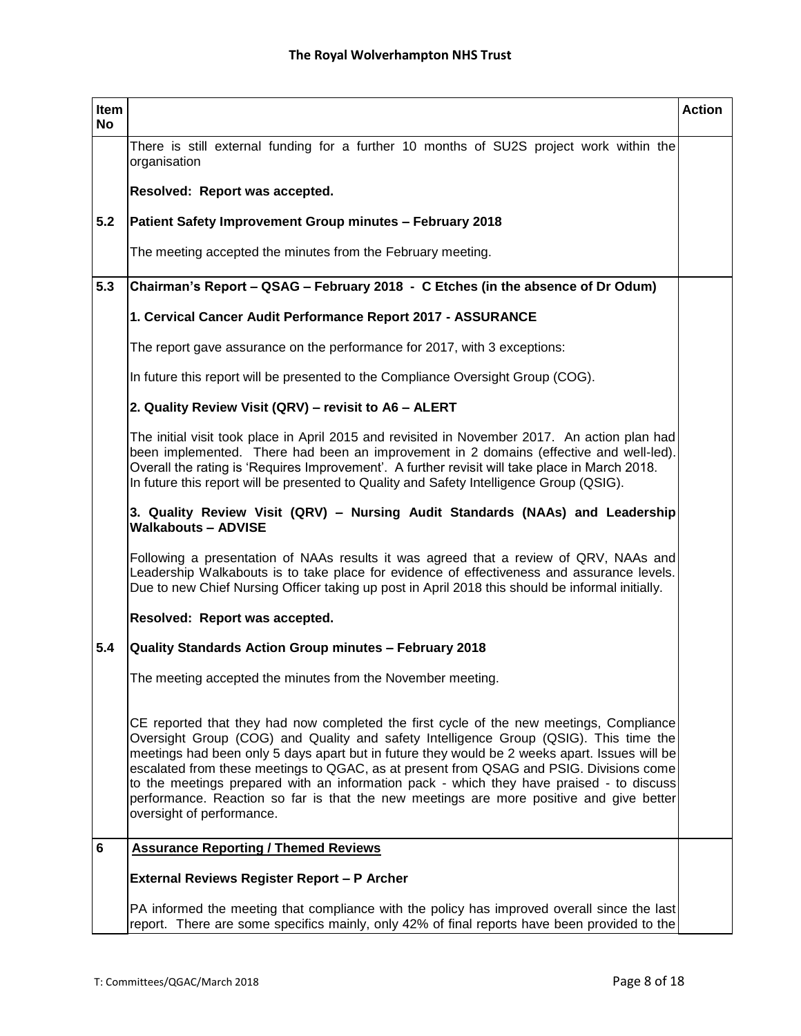| Item No | | Action |
|---|---|---|
| | There is still external funding for a further 10 months of SU2S project work within the organisation<br><br>**Resolved: Report was accepted.** | |
| **5.2** | **Patient Safety Improvement Group minutes – February 2018**<br><br>The meeting accepted the minutes from the February meeting. | |
| **5.3** | **Chairman's Report – QSAG – February 2018 - C Etches (in the absence of Dr Odum)**<br><br>**1. Cervical Cancer Audit Performance Report 2017 - ASSURANCE**<br><br>The report gave assurance on the performance for 2017, with 3 exceptions:<br><br>In future this report will be presented to the Compliance Oversight Group (COG).<br><br>**2. Quality Review Visit (QRV) – revisit to A6 – ALERT**<br><br>The initial visit took place in April 2015 and revisited in November 2017. An action plan had been implemented. There had been an improvement in 2 domains (effective and well-led). Overall the rating is 'Requires Improvement'. A further revisit will take place in March 2018. In future this report will be presented to Quality and Safety Intelligence Group (QSIG).<br><br>**3. Quality Review Visit (QRV) – Nursing Audit Standards (NAAs) and Leadership Walkabouts – ADVISE**<br><br>Following a presentation of NAAs results it was agreed that a review of QRV, NAAs and Leadership Walkabouts is to take place for evidence of effectiveness and assurance levels. Due to new Chief Nursing Officer taking up post in April 2018 this should be informal initially.<br><br>**Resolved: Report was accepted.** | |
| **5.4** | **Quality Standards Action Group minutes – February 2018**<br><br>The meeting accepted the minutes from the November meeting.<br><br>CE reported that they had now completed the first cycle of the new meetings, Compliance Oversight Group (COG) and Quality and safety Intelligence Group (QSIG). This time the meetings had been only 5 days apart but in future they would be 2 weeks apart. Issues will be escalated from these meetings to QGAC, as at present from QSAG and PSIG. Divisions come to the meetings prepared with an information pack - which they have praised - to discuss performance. Reaction so far is that the new meetings are more positive and give better oversight of performance. | |
| **6** | **Assurance Reporting / Themed Reviews**<br><br>**External Reviews Register Report – P Archer**<br><br>PA informed the meeting that compliance with the policy has improved overall since the last report. There are some specifics mainly, only 42% of final reports have been provided to the | |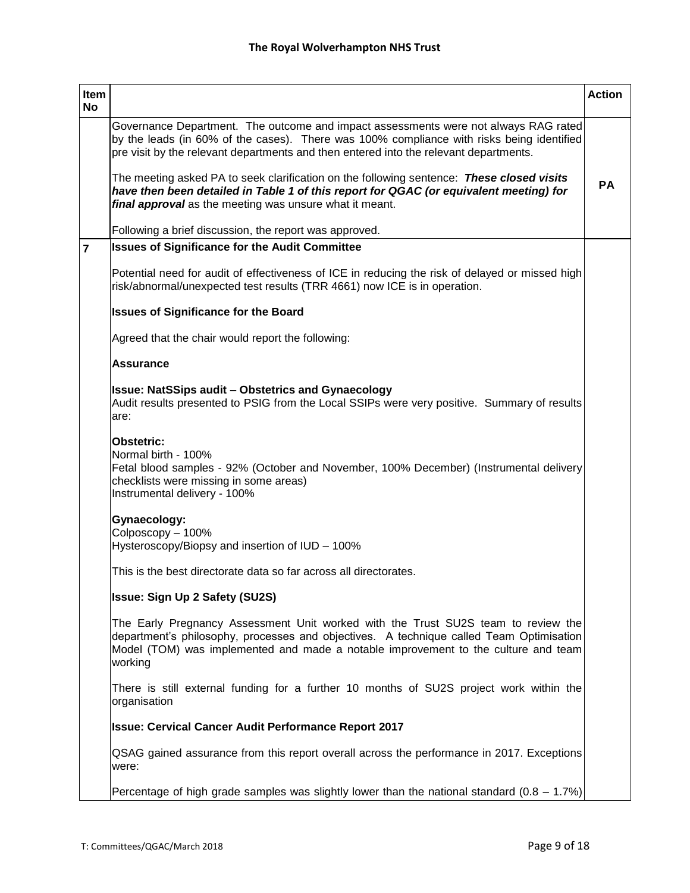| Item No | | Action |
|---|---|---|
| | Governance Department. The outcome and impact assessments were not always RAG rated by the leads (in 60% of the cases). There was 100% compliance with risks being identified pre visit by the relevant departments and then entered into the relevant departments.<br><br>The meeting asked PA to seek clarification on the following sentence: ***These closed visits have then been detailed in Table 1 of this report for QGAC (or equivalent meeting) for final approval*** as the meeting was unsure what it meant.<br><br>Following a brief discussion, the report was approved. | **PA** |
| **7** | **Issues of Significance for the Audit Committee**<br><br>Potential need for audit of effectiveness of ICE in reducing the risk of delayed or missed high risk/abnormal/unexpected test results (TRR 4661) now ICE is in operation.<br><br>**Issues of Significance for the Board**<br><br>Agreed that the chair would report the following:<br><br>**Assurance**<br><br>**Issue: NatSSips audit – Obstetrics and Gynaecology**<br>Audit results presented to PSIG from the Local SSIPs were very positive. Summary of results are:<br><br>**Obstetric:**<br>Normal birth - 100%<br>Fetal blood samples - 92% (October and November, 100% December) (Instrumental delivery checklists were missing in some areas)<br>Instrumental delivery - 100%<br><br>**Gynaecology:**<br>Colposcopy – 100%<br>Hysteroscopy/Biopsy and insertion of IUD – 100%<br><br>This is the best directorate data so far across all directorates.<br><br>**Issue: Sign Up 2 Safety (SU2S)**<br><br>The Early Pregnancy Assessment Unit worked with the Trust SU2S team to review the department's philosophy, processes and objectives. A technique called Team Optimisation Model (TOM) was implemented and made a notable improvement to the culture and team working<br><br>There is still external funding for a further 10 months of SU2S project work within the organisation<br><br>**Issue: Cervical Cancer Audit Performance Report 2017**<br><br>QSAG gained assurance from this report overall across the performance in 2017. Exceptions were:<br><br>Percentage of high grade samples was slightly lower than the national standard (0.8 – 1.7%) | |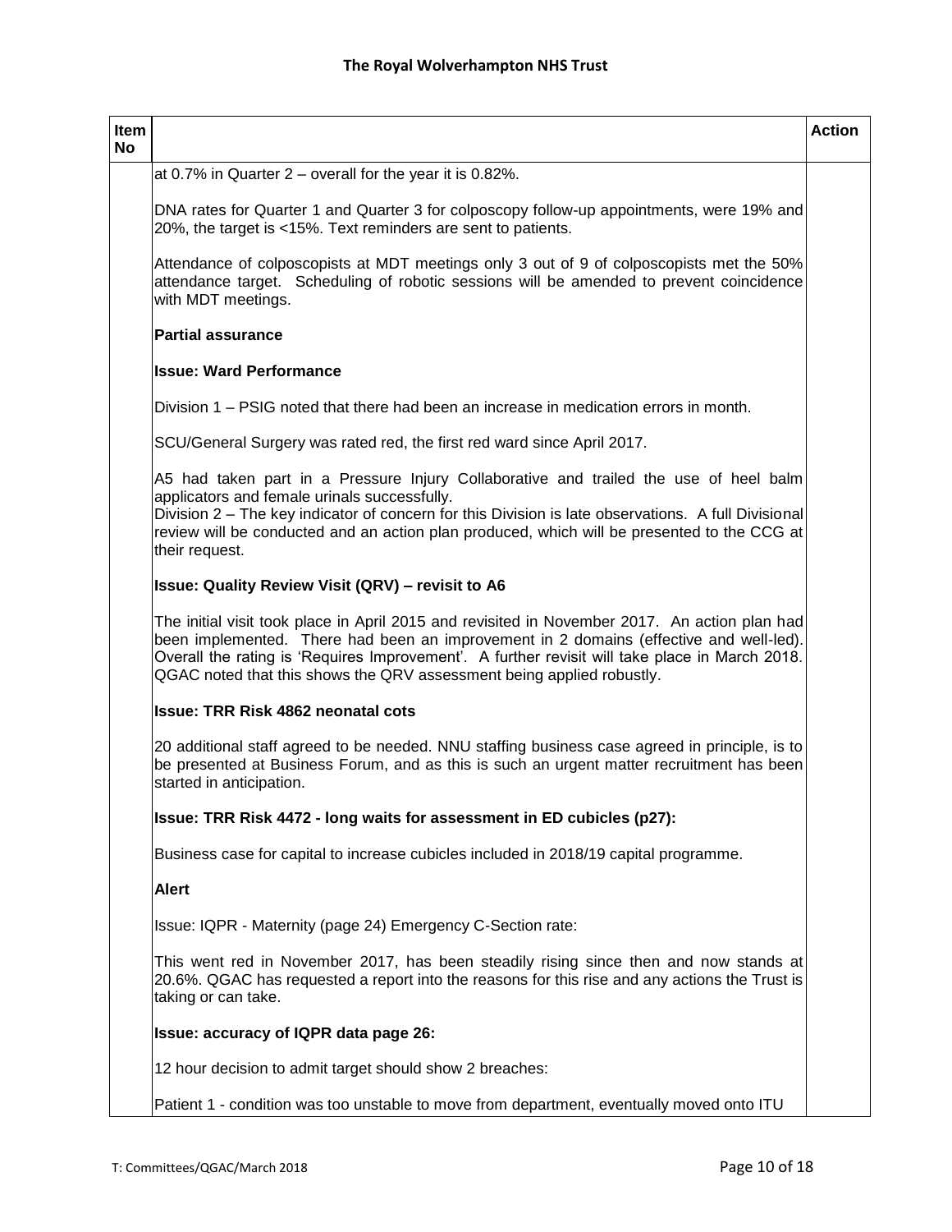| Item No | | Action |
|---|---|---|
| | at 0.7% in Quarter 2 – overall for the year it is 0.82%.<br><br>DNA rates for Quarter 1 and Quarter 3 for colposcopy follow-up appointments, were 19% and 20%, the target is <15%. Text reminders are sent to patients.<br><br>Attendance of colposcopists at MDT meetings only 3 out of 9 of colposcopists met the 50% attendance target. Scheduling of robotic sessions will be amended to prevent coincidence with MDT meetings.<br><br>**Partial assurance**<br><br>**Issue: Ward Performance**<br><br>Division 1 – PSIG noted that there had been an increase in medication errors in month.<br><br>SCU/General Surgery was rated red, the first red ward since April 2017.<br><br>A5 had taken part in a Pressure Injury Collaborative and trailed the use of heel balm applicators and female urinals successfully.<br>Division 2 – The key indicator of concern for this Division is late observations. A full Divisional review will be conducted and an action plan produced, which will be presented to the CCG at their request.<br><br>**Issue: Quality Review Visit (QRV) – revisit to A6**<br><br>The initial visit took place in April 2015 and revisited in November 2017. An action plan had been implemented. There had been an improvement in 2 domains (effective and well-led). Overall the rating is 'Requires Improvement'. A further revisit will take place in March 2018. QGAC noted that this shows the QRV assessment being applied robustly.<br><br>**Issue: TRR Risk 4862 neonatal cots**<br><br>20 additional staff agreed to be needed. NNU staffing business case agreed in principle, is to be presented at Business Forum, and as this is such an urgent matter recruitment has been started in anticipation.<br><br>**Issue: TRR Risk 4472 - long waits for assessment in ED cubicles (p27):**<br><br>Business case for capital to increase cubicles included in 2018/19 capital programme.<br><br>**Alert**<br><br>Issue: IQPR - Maternity (page 24) Emergency C-Section rate:<br><br>This went red in November 2017, has been steadily rising since then and now stands at 20.6%. QGAC has requested a report into the reasons for this rise and any actions the Trust is taking or can take.<br><br>**Issue: accuracy of IQPR data page 26:**<br><br>12 hour decision to admit target should show 2 breaches:<br><br>Patient 1 - condition was too unstable to move from department, eventually moved onto ITU | |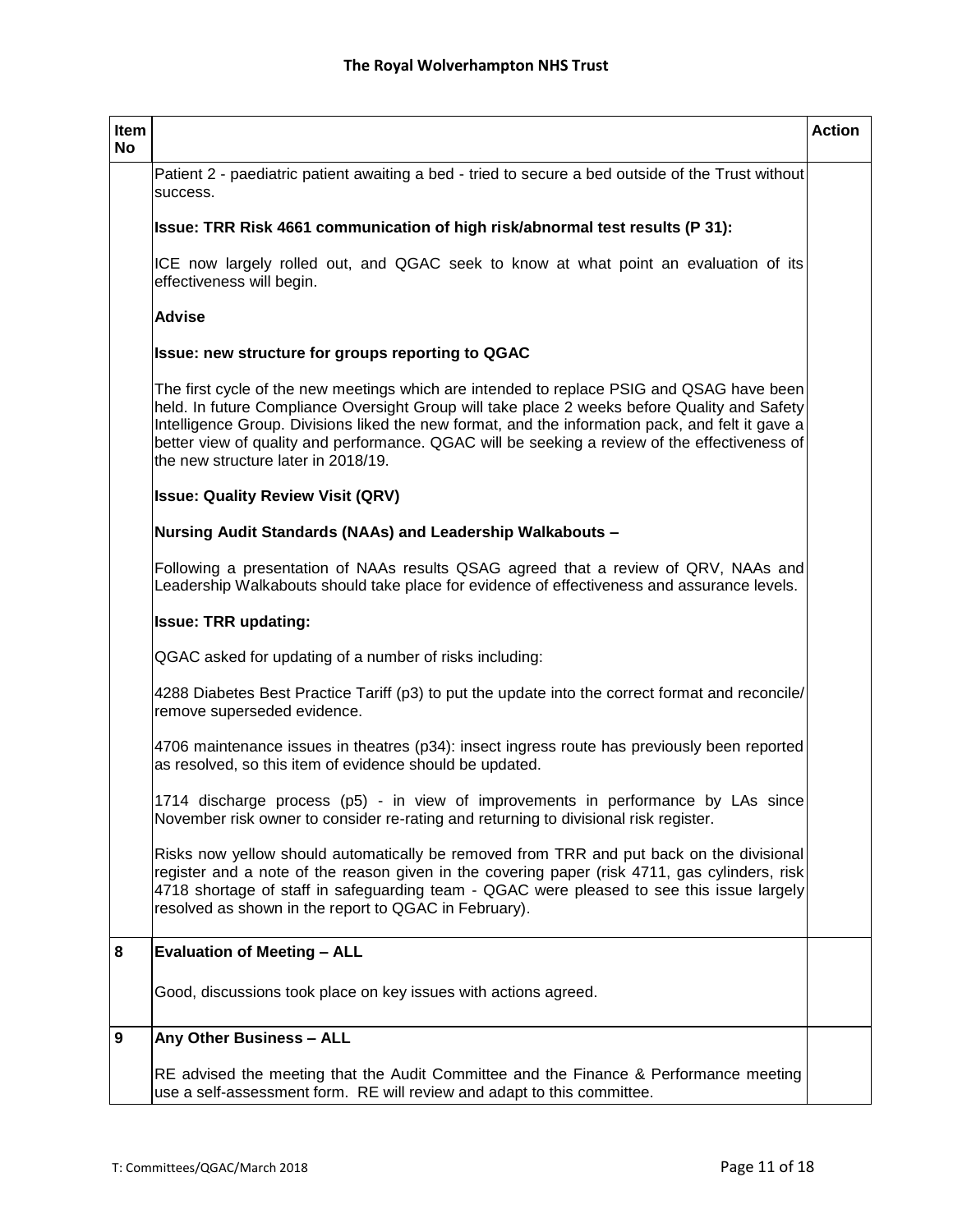| Item No | | Action |
|---|---|---|
| | Patient 2 - paediatric patient awaiting a bed - tried to secure a bed outside of the Trust without success.<br><br>**Issue: TRR Risk 4661 communication of high risk/abnormal test results (P 31):**<br><br>ICE now largely rolled out, and QGAC seek to know at what point an evaluation of its effectiveness will begin.<br><br>**Advise**<br><br>**Issue: new structure for groups reporting to QGAC**<br><br>The first cycle of the new meetings which are intended to replace PSIG and QSAG have been held. In future Compliance Oversight Group will take place 2 weeks before Quality and Safety Intelligence Group. Divisions liked the new format, and the information pack, and felt it gave a better view of quality and performance. QGAC will be seeking a review of the effectiveness of the new structure later in 2018/19.<br><br>**Issue: Quality Review Visit (QRV)**<br><br>**Nursing Audit Standards (NAAs) and Leadership Walkabouts –**<br><br>Following a presentation of NAAs results QSAG agreed that a review of QRV, NAAs and Leadership Walkabouts should take place for evidence of effectiveness and assurance levels.<br><br>**Issue: TRR updating:**<br><br>QGAC asked for updating of a number of risks including:<br><br>4288 Diabetes Best Practice Tariff (p3) to put the update into the correct format and reconcile/ remove superseded evidence.<br><br>4706 maintenance issues in theatres (p34): insect ingress route has previously been reported as resolved, so this item of evidence should be updated.<br><br>1714 discharge process (p5) - in view of improvements in performance by LAs since November risk owner to consider re-rating and returning to divisional risk register.<br><br>Risks now yellow should automatically be removed from TRR and put back on the divisional register and a note of the reason given in the covering paper (risk 4711, gas cylinders, risk 4718 shortage of staff in safeguarding team - QGAC were pleased to see this issue largely resolved as shown in the report to QGAC in February). | |
| 8 | **Evaluation of Meeting – ALL**<br><br>Good, discussions took place on key issues with actions agreed. | |
| 9 | **Any Other Business – ALL**<br><br>RE advised the meeting that the Audit Committee and the Finance & Performance meeting use a self-assessment form. RE will review and adapt to this committee. | |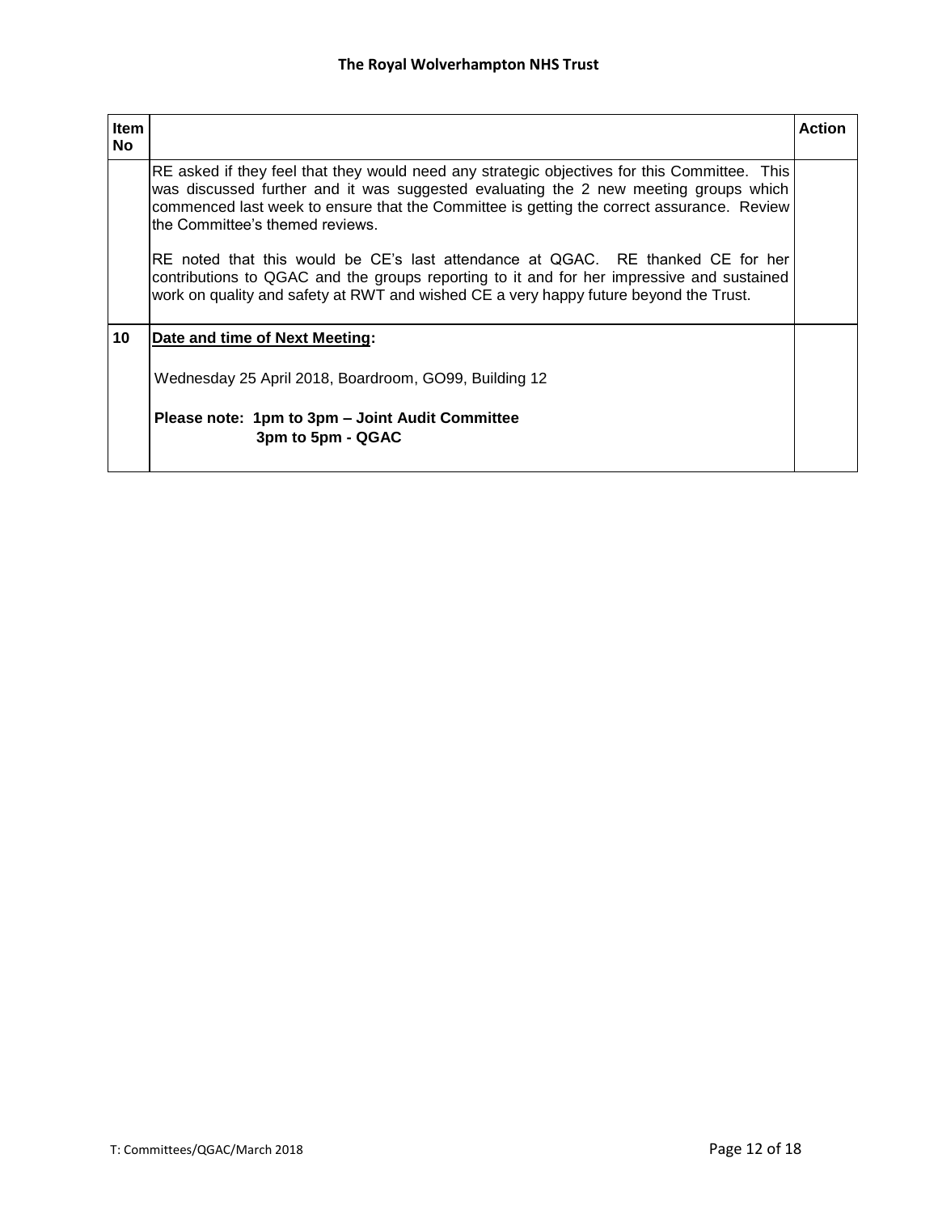| Item No | | Action |
|---|---|---|
| | RE asked if they feel that they would need any strategic objectives for this Committee. This was discussed further and it was suggested evaluating the 2 new meeting groups which commenced last week to ensure that the Committee is getting the correct assurance. Review the Committee's themed reviews.<br><br>RE noted that this would be CE's last attendance at QGAC. RE thanked CE for her contributions to QGAC and the groups reporting to it and for her impressive and sustained work on quality and safety at RWT and wished CE a very happy future beyond the Trust. | |
| **10** | <u>**Date and time of Next Meeting**</u>**:**<br><br>Wednesday 25 April 2018, Boardroom, GO99, Building 12<br><br>**Please note: 1pm to 3pm – Joint Audit Committee**<br>**3pm to 5pm - QGAC** | |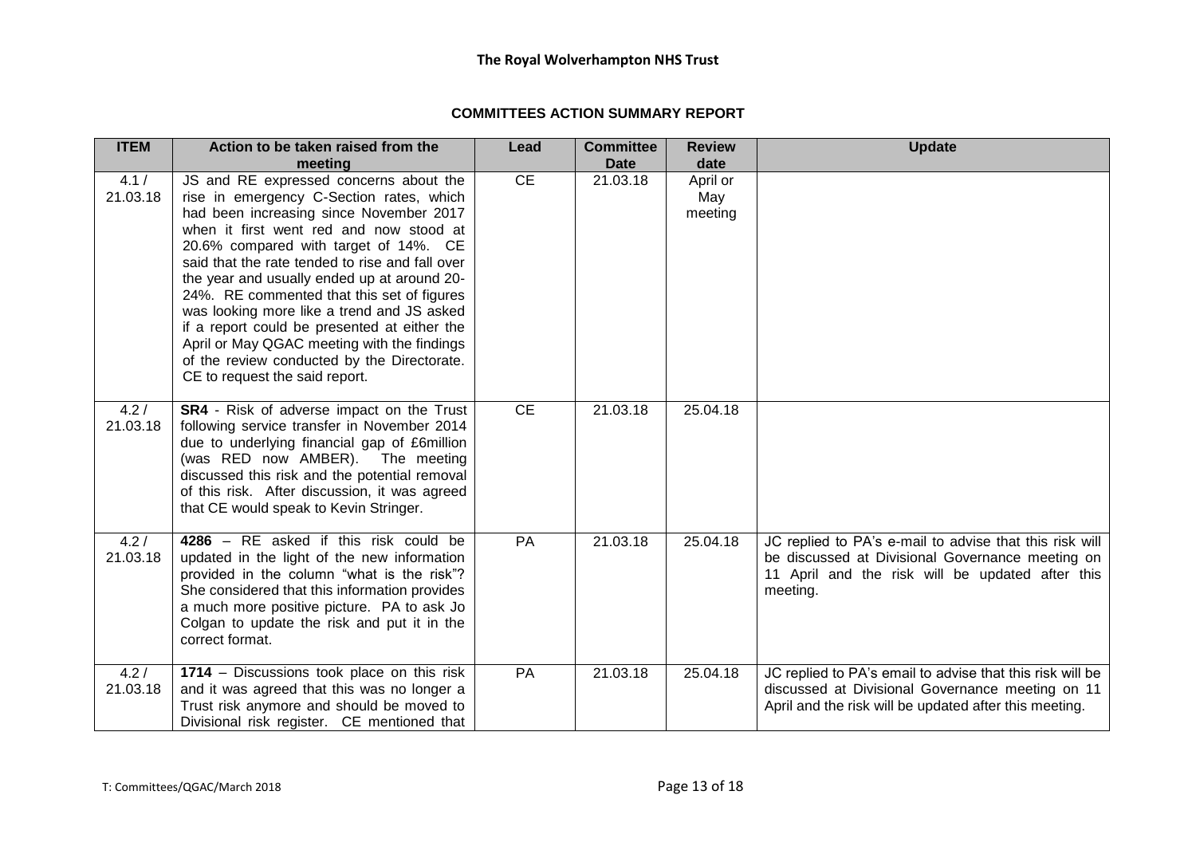## COMMITTEES ACTION SUMMARY REPORT

| ITEM | Action to be taken raised from the meeting | Lead | Committee Date | Review date | Update |
|---|---|---|---|---|---|
| 4.1 / 21.03.18 | JS and RE expressed concerns about the rise in emergency C-Section rates, which had been increasing since November 2017 when it first went red and now stood at 20.6% compared with target of 14%. CE said that the rate tended to rise and fall over the year and usually ended up at around 20-24%. RE commented that this set of figures was looking more like a trend and JS asked if a report could be presented at either the April or May QGAC meeting with the findings of the review conducted by the Directorate. CE to request the said report. | CE | 21.03.18 | April or May meeting | |
| 4.2 / 21.03.18 | **SR4** - Risk of adverse impact on the Trust following service transfer in November 2014 due to underlying financial gap of £6million (was RED now AMBER). The meeting discussed this risk and the potential removal of this risk. After discussion, it was agreed that CE would speak to Kevin Stringer. | CE | 21.03.18 | 25.04.18 | |
| 4.2 / 21.03.18 | **4286** – RE asked if this risk could be updated in the light of the new information provided in the column "what is the risk"? She considered that this information provides a much more positive picture. PA to ask Jo Colgan to update the risk and put it in the correct format. | PA | 21.03.18 | 25.04.18 | JC replied to PA's e-mail to advise that this risk will be discussed at Divisional Governance meeting on 11 April and the risk will be updated after this meeting. |
| 4.2 / 21.03.18 | **1714** – Discussions took place on this risk and it was agreed that this was no longer a Trust risk anymore and should be moved to Divisional risk register. CE mentioned that | PA | 21.03.18 | 25.04.18 | JC replied to PA's email to advise that this risk will be discussed at Divisional Governance meeting on 11 April and the risk will be updated after this meeting. |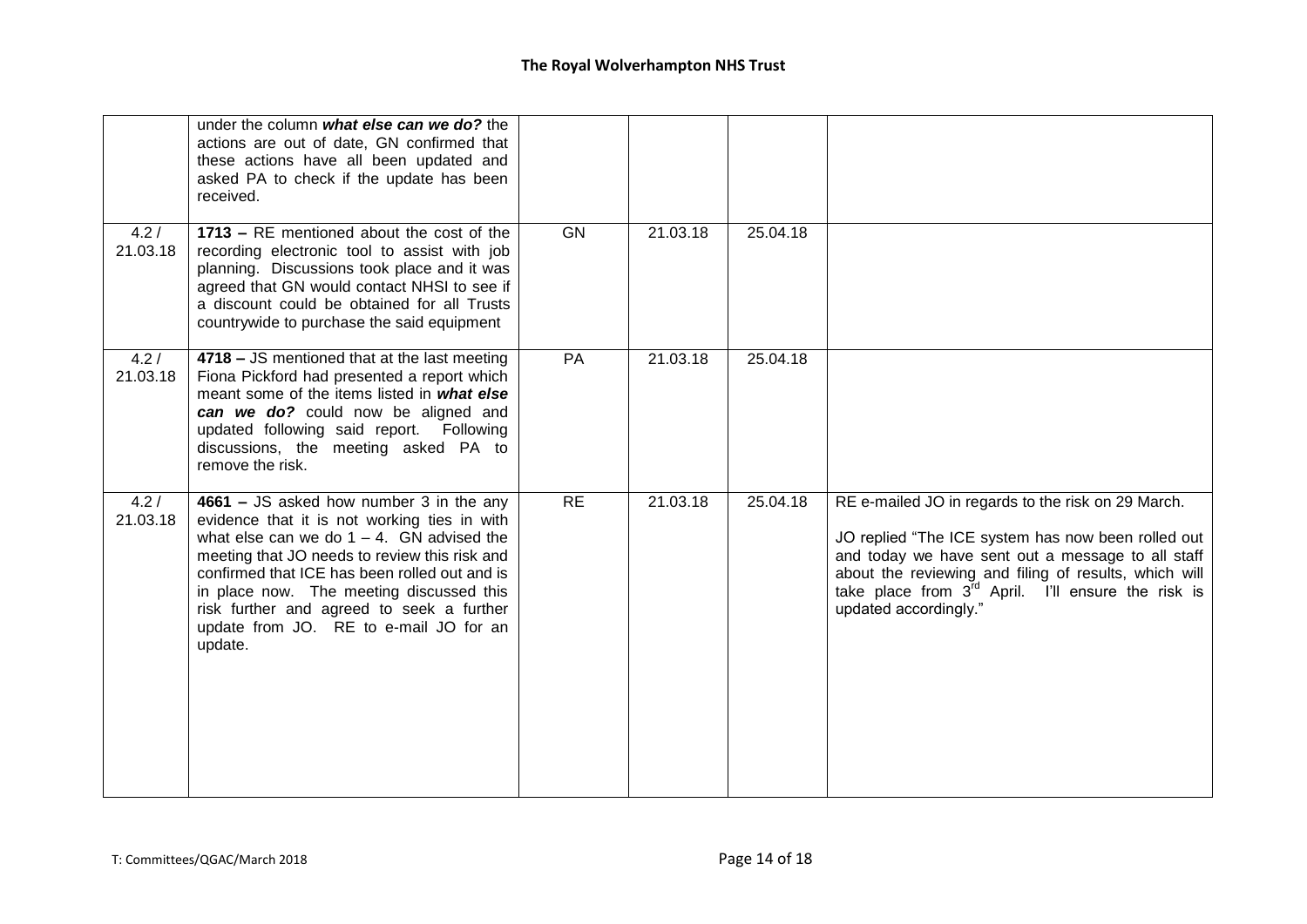|  |  |  |  |  |  |
|---|---|---|---|---|---|
|  | under the column ***what else can we do?*** the actions are out of date, GN confirmed that these actions have all been updated and asked PA to check if the update has been received. |  |  |  |  |
| 4.2 / 21.03.18 | **1713 –** RE mentioned about the cost of the recording electronic tool to assist with job planning. Discussions took place and it was agreed that GN would contact NHSI to see if a discount could be obtained for all Trusts countrywide to purchase the said equipment | GN | 21.03.18 | 25.04.18 |  |
| 4.2 / 21.03.18 | **4718 –** JS mentioned that at the last meeting Fiona Pickford had presented a report which meant some of the items listed in ***what else can we do?*** could now be aligned and updated following said report. Following discussions, the meeting asked PA to remove the risk. | PA | 21.03.18 | 25.04.18 |  |
| 4.2 / 21.03.18 | **4661 –** JS asked how number 3 in the any evidence that it is not working ties in with what else can we do 1 – 4. GN advised the meeting that JO needs to review this risk and confirmed that ICE has been rolled out and is in place now. The meeting discussed this risk further and agreed to seek a further update from JO. RE to e-mail JO for an update. | RE | 21.03.18 | 25.04.18 | RE e-mailed JO in regards to the risk on 29 March.<br><br>JO replied "The ICE system has now been rolled out and today we have sent out a message to all staff about the reviewing and filing of results, which will take place from 3rd April. I'll ensure the risk is updated accordingly." |

T: Committees/QGAC/March 2018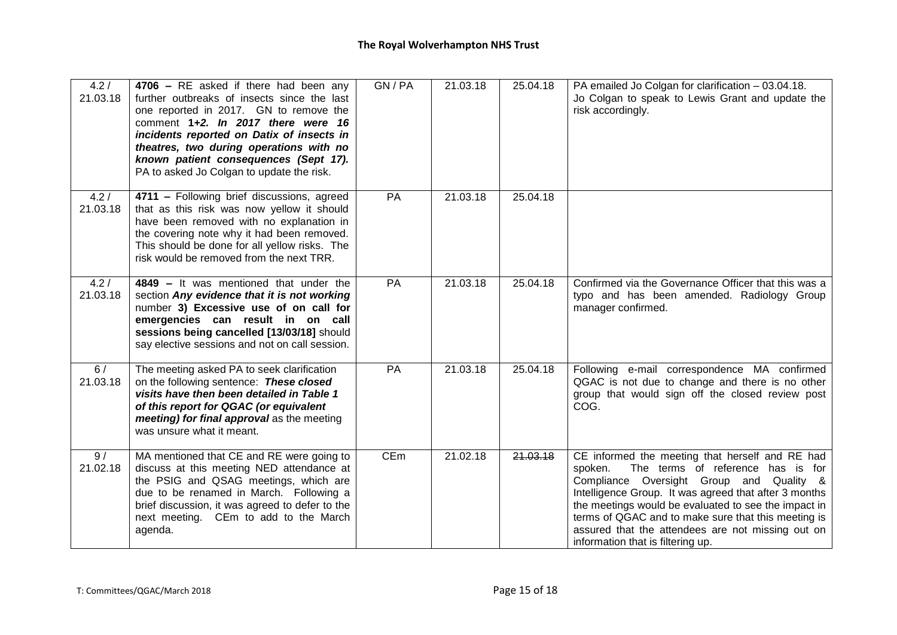| 4.2 / 21.03.18 | **4706 –** RE asked if there had been any further outbreaks of insects since the last one reported in 2017. GN to remove the comment **1+*2. In 2017 there were 16 incidents reported on Datix of insects in theatres, two during operations with no known patient consequences (Sept 17).*** PA to asked Jo Colgan to update the risk. | GN / PA | 21.03.18 | 25.04.18 | PA emailed Jo Colgan for clarification – 03.04.18. Jo Colgan to speak to Lewis Grant and update the risk accordingly. |
|---|---|---|---|---|---|
| 4.2 / 21.03.18 | **4711 –** Following brief discussions, agreed that as this risk was now yellow it should have been removed with no explanation in the covering note why it had been removed. This should be done for all yellow risks. The risk would be removed from the next TRR. | PA | 21.03.18 | 25.04.18 | |
| 4.2 / 21.03.18 | **4849 –** It was mentioned that under the section ***Any evidence that it is not working*** number **3) Excessive use of on call for emergencies can result in on call sessions being cancelled [13/03/18]** should say elective sessions and not on call session. | PA | 21.03.18 | 25.04.18 | Confirmed via the Governance Officer that this was a typo and has been amended. Radiology Group manager confirmed. |
| 6 / 21.03.18 | The meeting asked PA to seek clarification on the following sentence: ***These closed visits have then been detailed in Table 1 of this report for QGAC (or equivalent meeting) for final approval*** as the meeting was unsure what it meant. | PA | 21.03.18 | 25.04.18 | Following e-mail correspondence MA confirmed QGAC is not due to change and there is no other group that would sign off the closed review post COG. |
| 9 / 21.02.18 | MA mentioned that CE and RE were going to discuss at this meeting NED attendance at the PSIG and QSAG meetings, which are due to be renamed in March. Following a brief discussion, it was agreed to defer to the next meeting. CEm to add to the March agenda. | CEm | 21.02.18 | ~~21.03.18~~ | CE informed the meeting that herself and RE had spoken. The terms of reference has is for Compliance Oversight Group and Quality & Intelligence Group. It was agreed that after 3 months the meetings would be evaluated to see the impact in terms of QGAC and to make sure that this meeting is assured that the attendees are not missing out on information that is filtering up. |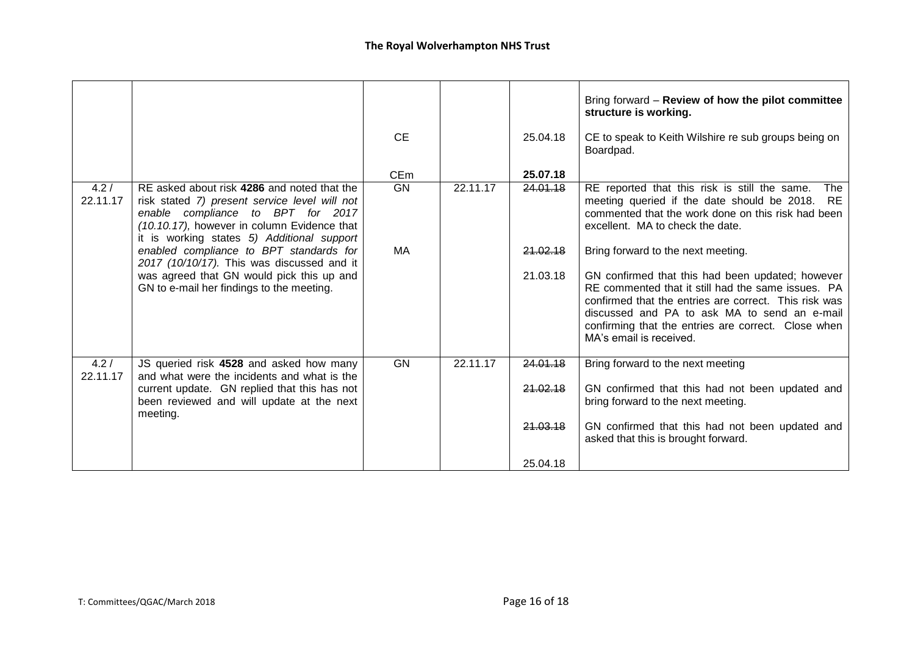| | | | | | |
|---|---|---|---|---|---|
| | | CE<br><br>CEm | | 25.04.18<br><br>**25.07.18** | Bring forward – **Review of how the pilot committee structure is working.**<br><br>CE to speak to Keith Wilshire re sub groups being on Boardpad. |
| 4.2 / 22.11.17 | RE asked about risk **4286** and noted that the risk stated *7) present service level will not enable compliance to BPT for 2017 (10.10.17)*, however in column Evidence that it is working states *5) Additional support enabled compliance to BPT standards for 2017 (10/10/17)*. This was discussed and it was agreed that GN would pick this up and GN to e-mail her findings to the meeting. | GN<br><br>MA | 22.11.17 | ~~24.01.18~~<br><br>~~21.02.18~~<br><br>21.03.18 | RE reported that this risk is still the same. The meeting queried if the date should be 2018. RE commented that the work done on this risk had been excellent. MA to check the date.<br><br>Bring forward to the next meeting.<br><br>GN confirmed that this had been updated; however RE commented that it still had the same issues. PA confirmed that the entries are correct. This risk was discussed and PA to ask MA to send an e-mail confirming that the entries are correct. Close when MA's email is received. |
| 4.2 / 22.11.17 | JS queried risk **4528** and asked how many and what were the incidents and what is the current update. GN replied that this has not been reviewed and will update at the next meeting. | GN | 22.11.17 | ~~24.01.18~~<br><br>~~21.02.18~~<br><br>~~21.03.18~~<br><br>25.04.18 | Bring forward to the next meeting<br><br>GN confirmed that this had not been updated and bring forward to the next meeting.<br><br>GN confirmed that this had not been updated and asked that this is brought forward. |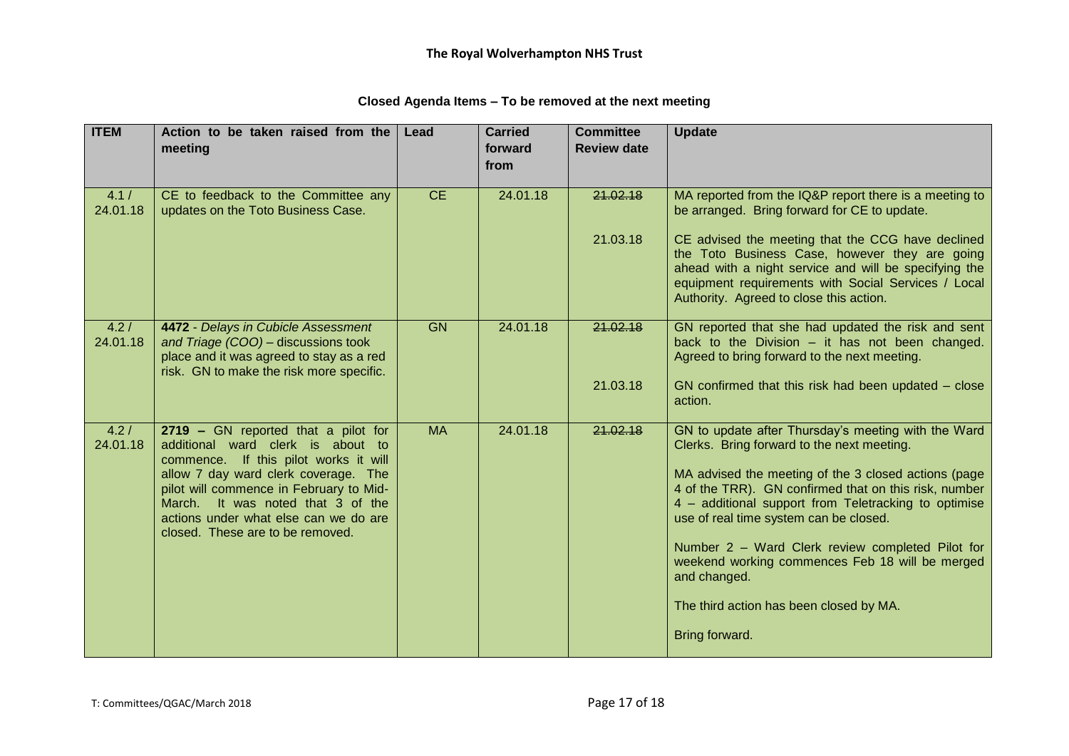**The Royal Wolverhampton NHS Trust**

## Closed Agenda Items – To be removed at the next meeting

| ITEM | Action to be taken raised from the meeting | Lead | Carried forward from | Committee Review date | Update |
|---|---|---|---|---|---|
| 4.1 / 24.01.18 | CE to feedback to the Committee any updates on the Toto Business Case. | CE | 24.01.18 | ~~21.02.18~~<br><br>21.03.18 | MA reported from the IQ&P report there is a meeting to be arranged. Bring forward for CE to update.<br><br>CE advised the meeting that the CCG have declined the Toto Business Case, however they are going ahead with a night service and will be specifying the equipment requirements with Social Services / Local Authority. Agreed to close this action. |
| 4.2 / 24.01.18 | **4472** - *Delays in Cubicle Assessment and Triage (COO)* – discussions took place and it was agreed to stay as a red risk. GN to make the risk more specific. | GN | 24.01.18 | ~~21.02.18~~<br><br>21.03.18 | GN reported that she had updated the risk and sent back to the Division – it has not been changed. Agreed to bring forward to the next meeting.<br><br>GN confirmed that this risk had been updated – close action. |
| 4.2 / 24.01.18 | **2719 –** GN reported that a pilot for additional ward clerk is about to commence. If this pilot works it will allow 7 day ward clerk coverage. The pilot will commence in February to Mid-March. It was noted that 3 of the actions under what else can we do are closed. These are to be removed. | MA | 24.01.18 | ~~21.02.18~~ | GN to update after Thursday's meeting with the Ward Clerks. Bring forward to the next meeting.<br><br>MA advised the meeting of the 3 closed actions (page 4 of the TRR). GN confirmed that on this risk, number 4 – additional support from Teletracking to optimise use of real time system can be closed.<br><br>Number 2 – Ward Clerk review completed Pilot for weekend working commences Feb 18 will be merged and changed.<br><br>The third action has been closed by MA.<br><br>Bring forward. |

T: Committees/QGAC/March 2018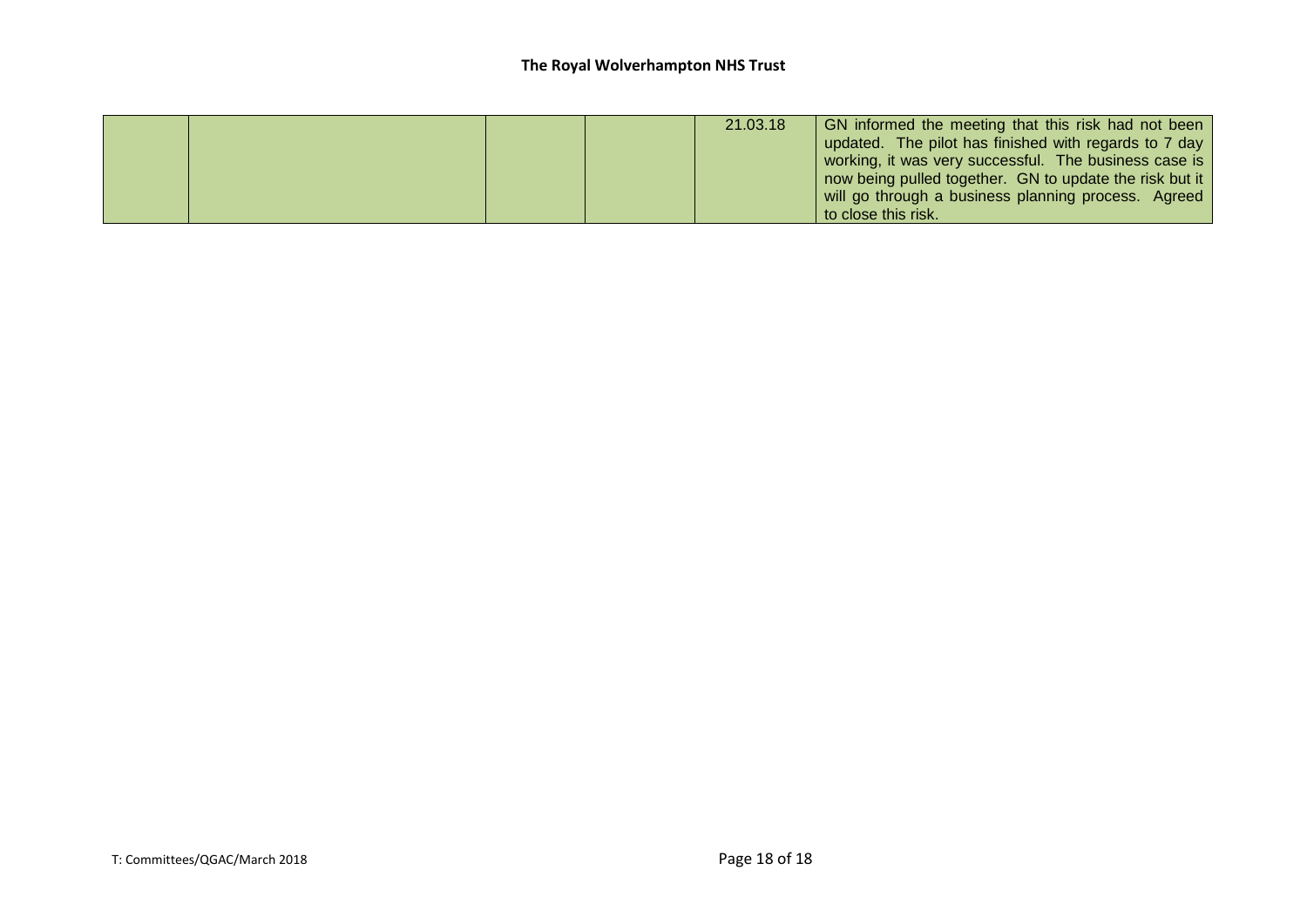| | | | | | |
|---|---|---|---|---|---|
| | | | | 21.03.18 | GN informed the meeting that this risk had not been updated. The pilot has finished with regards to 7 day working, it was very successful. The business case is now being pulled together. GN to update the risk but it will go through a business planning process. Agreed to close this risk. |